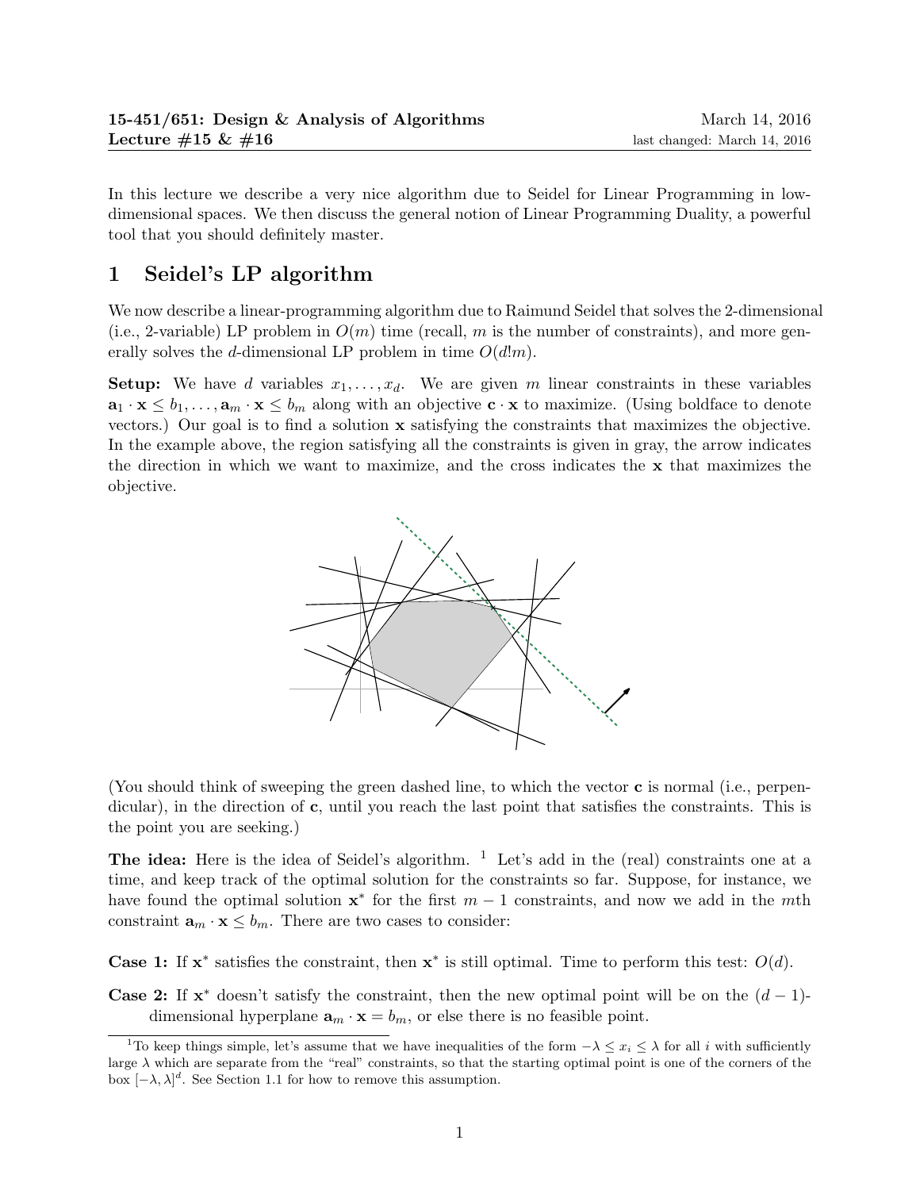**15-451/651: Design & Analysis of Algorithms** March 14, 2016
**Lecture #15 & #16** last changed: March 14, 2016

In this lecture we describe a very nice algorithm due to Seidel for Linear Programming in low-dimensional spaces. We then discuss the general notion of Linear Programming Duality, a powerful tool that you should definitely master.

# 1 Seidel's LP algorithm

We now describe a linear-programming algorithm due to Raimund Seidel that solves the 2-dimensional (i.e., 2-variable) LP problem in $O(m)$ time (recall, $m$ is the number of constraints), and more generally solves the $d$-dimensional LP problem in time $O(d!m)$.

**Setup:** We have $d$ variables $x_1, \ldots, x_d$. We are given $m$ linear constraints in these variables $\mathbf{a}_1 \cdot \mathbf{x} \leq b_1, \ldots, \mathbf{a}_m \cdot \mathbf{x} \leq b_m$ along with an objective $\mathbf{c} \cdot \mathbf{x}$ to maximize. (Using boldface to denote vectors.) Our goal is to find a solution $\mathbf{x}$ satisfying the constraints that maximizes the objective. In the example above, the region satisfying all the constraints is given in gray, the arrow indicates the direction in which we want to maximize, and the cross indicates the $\mathbf{x}$ that maximizes the objective.

(You should think of sweeping the green dashed line, to which the vector $\mathbf{c}$ is normal (i.e., perpendicular), in the direction of $\mathbf{c}$, until you reach the last point that satisfies the constraints. This is the point you are seeking.)

**The idea:** Here is the idea of Seidel's algorithm. [1] Let's add in the (real) constraints one at a time, and keep track of the optimal solution for the constraints so far. Suppose, for instance, we have found the optimal solution $\mathbf{x}^*$ for the first $m-1$ constraints, and now we add in the $m$th constraint $\mathbf{a}_m \cdot \mathbf{x} \leq b_m$. There are two cases to consider:

**Case 1:** If $\mathbf{x}^*$ satisfies the constraint, then $\mathbf{x}^*$ is still optimal. Time to perform this test: $O(d)$.

**Case 2:** If $\mathbf{x}^*$ doesn't satisfy the constraint, then the new optimal point will be on the $(d-1)$-dimensional hyperplane $\mathbf{a}_m \cdot \mathbf{x} = b_m$, or else there is no feasible point.

[1] To keep things simple, let's assume that we have inequalities of the form $-\lambda \leq x_i \leq \lambda$ for all $i$ with sufficiently large $\lambda$ which are separate from the "real" constraints, so that the starting optimal point is one of the corners of the box $[-\lambda, \lambda]^d$. See Section 1.1 for how to remove this assumption.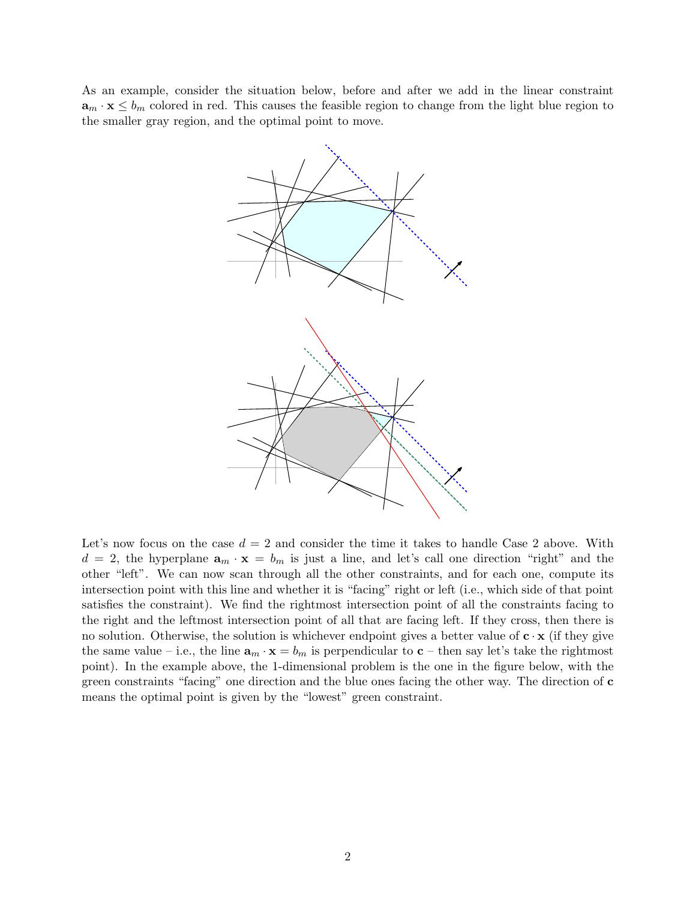As an example, consider the situation below, before and after we add in the linear constraint $\mathbf{a}_m \cdot \mathbf{x} \leq b_m$ colored in red. This causes the feasible region to change from the light blue region to the smaller gray region, and the optimal point to move.

Let's now focus on the case $d = 2$ and consider the time it takes to handle Case 2 above. With $d = 2$, the hyperplane $\mathbf{a}_m \cdot \mathbf{x} = b_m$ is just a line, and let's call one direction "right" and the other "left". We can now scan through all the other constraints, and for each one, compute its intersection point with this line and whether it is "facing" right or left (i.e., which side of that point satisfies the constraint). We find the rightmost intersection point of all the constraints facing to the right and the leftmost intersection point of all that are facing left. If they cross, then there is no solution. Otherwise, the solution is whichever endpoint gives a better value of $\mathbf{c} \cdot \mathbf{x}$ (if they give the same value – i.e., the line $\mathbf{a}_m \cdot \mathbf{x} = b_m$ is perpendicular to $\mathbf{c}$ – then say let's take the rightmost point). In the example above, the 1-dimensional problem is the one in the figure below, with the green constraints "facing" one direction and the blue ones facing the other way. The direction of $\mathbf{c}$ means the optimal point is given by the "lowest" green constraint.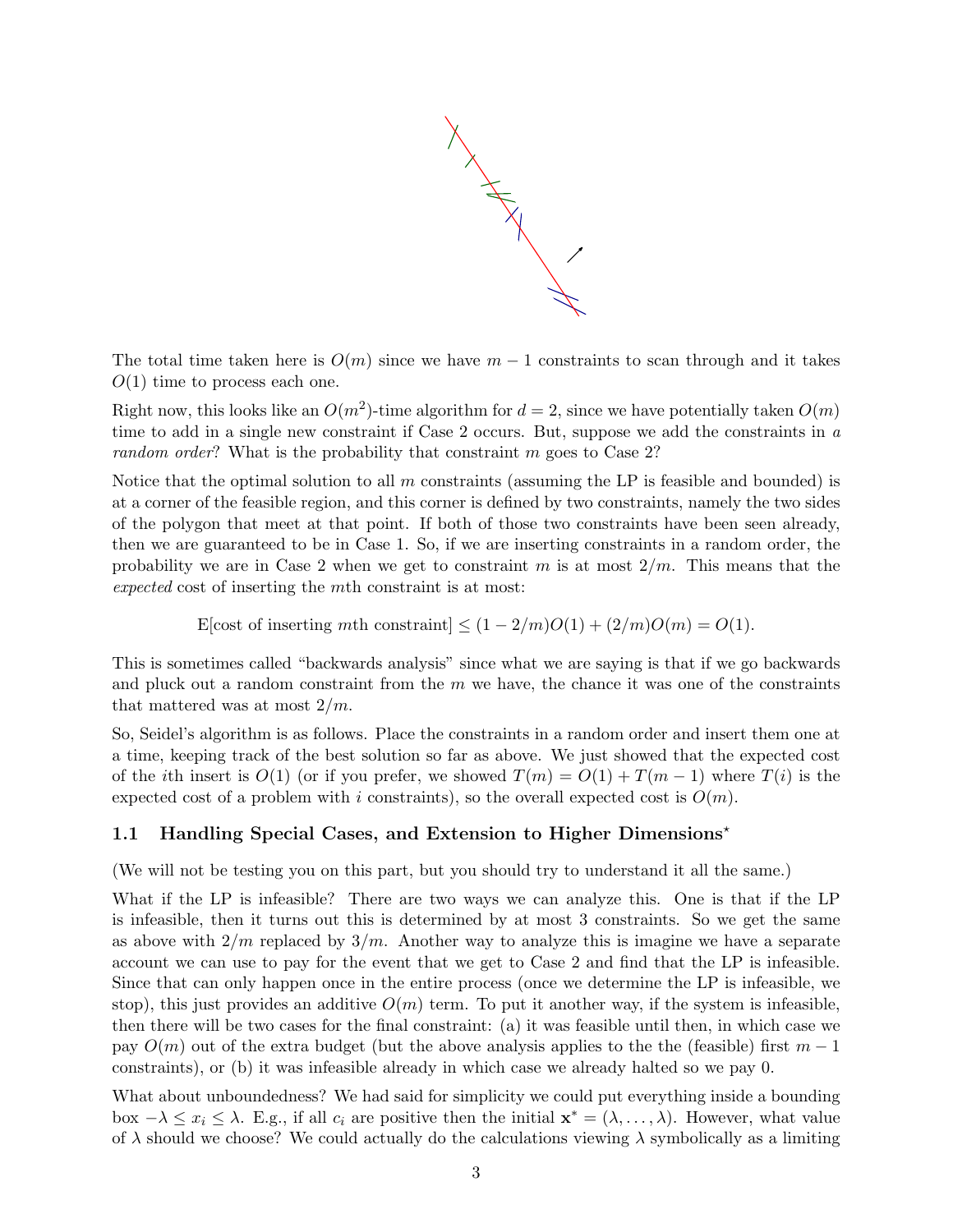The total time taken here is $O(m)$ since we have $m - 1$ constraints to scan through and it takes $O(1)$ time to process each one.

Right now, this looks like an $O(m^2)$-time algorithm for $d = 2$, since we have potentially taken $O(m)$ time to add in a single new constraint if Case 2 occurs. But, suppose we add the constraints in *a random order*? What is the probability that constraint $m$ goes to Case 2?

Notice that the optimal solution to all $m$ constraints (assuming the LP is feasible and bounded) is at a corner of the feasible region, and this corner is defined by two constraints, namely the two sides of the polygon that meet at that point. If both of those two constraints have been seen already, then we are guaranteed to be in Case 1. So, if we are inserting constraints in a random order, the probability we are in Case 2 when we get to constraint $m$ is at most $2/m$. This means that the *expected* cost of inserting the $m$th constraint is at most:

$$\text{E[cost of inserting } m\text{th constraint]} \leq (1 - 2/m)O(1) + (2/m)O(m) = O(1).$$

This is sometimes called "backwards analysis" since what we are saying is that if we go backwards and pluck out a random constraint from the $m$ we have, the chance it was one of the constraints that mattered was at most $2/m$.

So, Seidel's algorithm is as follows. Place the constraints in a random order and insert them one at a time, keeping track of the best solution so far as above. We just showed that the expected cost of the $i$th insert is $O(1)$ (or if you prefer, we showed $T(m) = O(1) + T(m-1)$ where $T(i)$ is the expected cost of a problem with $i$ constraints), so the overall expected cost is $O(m)$.

## 1.1 Handling Special Cases, and Extension to Higher Dimensions*

(We will not be testing you on this part, but you should try to understand it all the same.)

What if the LP is infeasible? There are two ways we can analyze this. One is that if the LP is infeasible, then it turns out this is determined by at most 3 constraints. So we get the same as above with $2/m$ replaced by $3/m$. Another way to analyze this is imagine we have a separate account we can use to pay for the event that we get to Case 2 and find that the LP is infeasible. Since that can only happen once in the entire process (once we determine the LP is infeasible, we stop), this just provides an additive $O(m)$ term. To put it another way, if the system is infeasible, then there will be two cases for the final constraint: (a) it was feasible until then, in which case we pay $O(m)$ out of the extra budget (but the above analysis applies to the the (feasible) first $m - 1$ constraints), or (b) it was infeasible already in which case we already halted so we pay 0.

What about unboundedness? We had said for simplicity we could put everything inside a bounding box $-\lambda \leq x_i \leq \lambda$. E.g., if all $c_i$ are positive then the initial $\mathbf{x}^* = (\lambda, \ldots, \lambda)$. However, what value of $\lambda$ should we choose? We could actually do the calculations viewing $\lambda$ symbolically as a limiting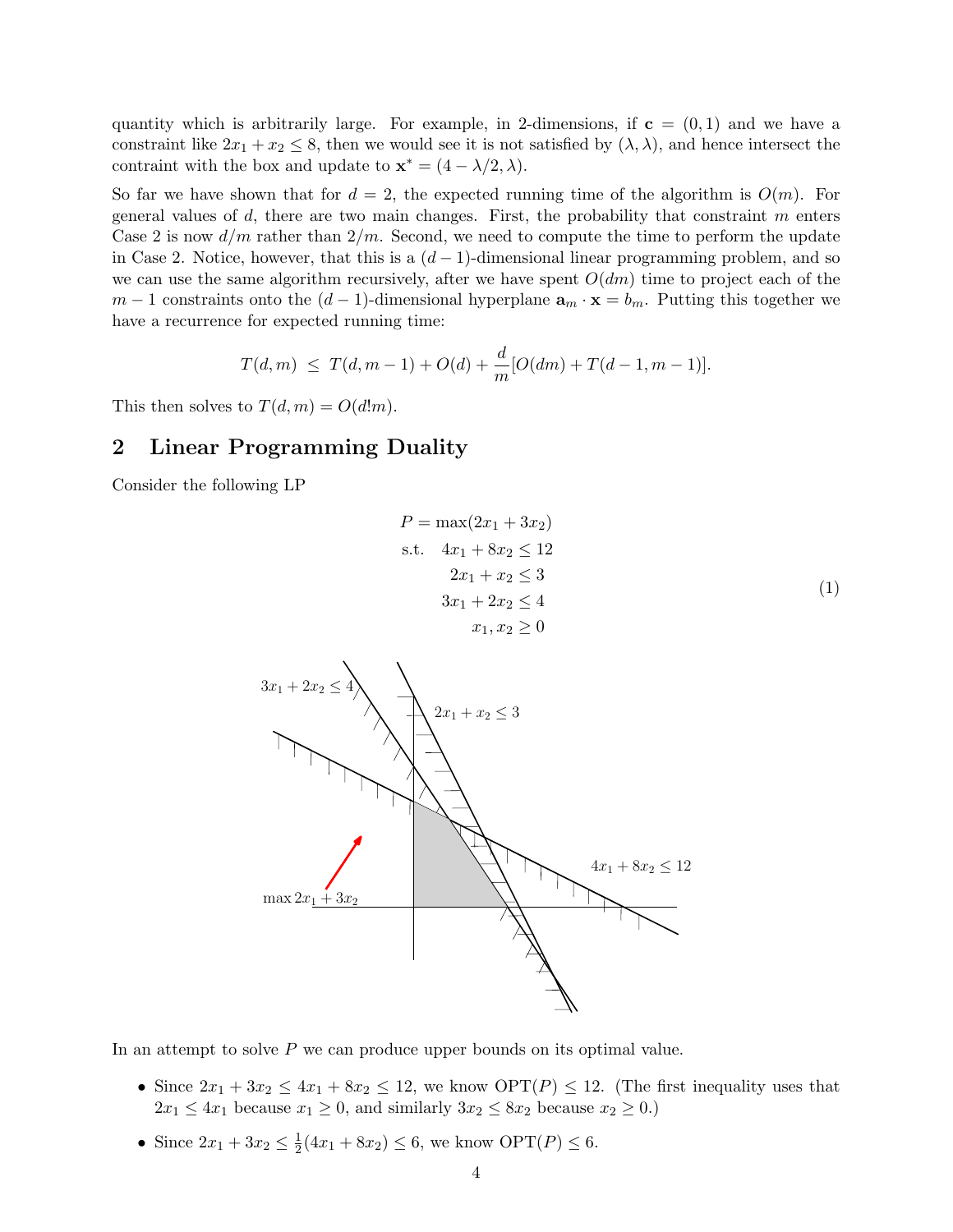quantity which is arbitrarily large. For example, in 2-dimensions, if $\mathbf{c} = (0,1)$ and we have a constraint like $2x_1 + x_2 \leq 8$, then we would see it is not satisfied by $(\lambda, \lambda)$, and hence intersect the contraint with the box and update to $\mathbf{x}^* = (4 - \lambda/2, \lambda)$.

So far we have shown that for $d = 2$, the expected running time of the algorithm is $O(m)$. For general values of $d$, there are two main changes. First, the probability that constraint $m$ enters Case 2 is now $d/m$ rather than $2/m$. Second, we need to compute the time to perform the update in Case 2. Notice, however, that this is a $(d-1)$-dimensional linear programming problem, and so we can use the same algorithm recursively, after we have spent $O(dm)$ time to project each of the $m-1$ constraints onto the $(d-1)$-dimensional hyperplane $\mathbf{a}_m \cdot \mathbf{x} = b_m$. Putting this together we have a recurrence for expected running time:

$$T(d,m) \ \leq \ T(d, m-1) + O(d) + \frac{d}{m}[O(dm) + T(d-1, m-1)].$$

This then solves to $T(d,m) = O(d!m)$.

## 2 Linear Programming Duality

Consider the following LP

$$\begin{aligned} P = \max(2x_1 + 3x_2) \\ \text{s.t.} \quad 4x_1 + 8x_2 \leq 12 \\ 2x_1 + x_2 \leq 3 \\ 3x_1 + 2x_2 \leq 4 \\ x_1, x_2 \geq 0 \end{aligned} \tag{1}$$

In an attempt to solve $P$ we can produce upper bounds on its optimal value.

- Since $2x_1 + 3x_2 \leq 4x_1 + 8x_2 \leq 12$, we know $\text{OPT}(P) \leq 12$. (The first inequality uses that $2x_1 \leq 4x_1$ because $x_1 \geq 0$, and similarly $3x_2 \leq 8x_2$ because $x_2 \geq 0$.)
- Since $2x_1 + 3x_2 \leq \frac{1}{2}(4x_1 + 8x_2) \leq 6$, we know $\text{OPT}(P) \leq 6$.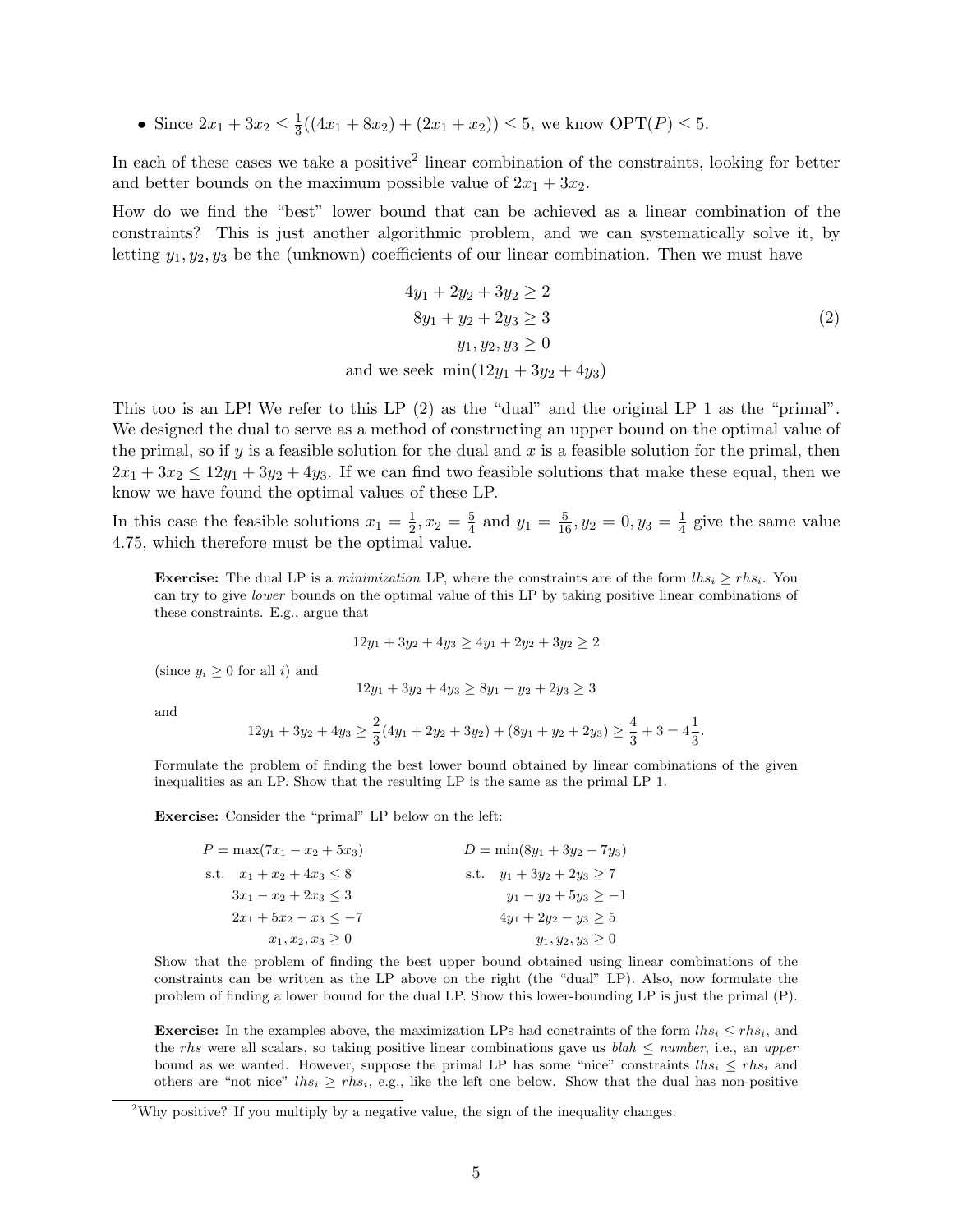- Since $2x_1 + 3x_2 \leq \frac{1}{3}((4x_1 + 8x_2) + (2x_1 + x_2)) \leq 5$, we know $\text{OPT}(P) \leq 5$.

In each of these cases we take a positive[2] linear combination of the constraints, looking for better and better bounds on the maximum possible value of $2x_1 + 3x_2$.

How do we find the "best" lower bound that can be achieved as a linear combination of the constraints? This is just another algorithmic problem, and we can systematically solve it, by letting $y_1, y_2, y_3$ be the (unknown) coefficients of our linear combination. Then we must have

$$\begin{aligned}
4y_1 + 2y_2 + 3y_2 &\geq 2 \\
8y_1 + y_2 + 2y_3 &\geq 3 \\
y_1, y_2, y_3 &\geq 0 \\
\text{and we seek } \min(12y_1 &+ 3y_2 + 4y_3)
\end{aligned} \tag{2}$$

This too is an LP! We refer to this LP (2) as the "dual" and the original LP 1 as the "primal". We designed the dual to serve as a method of constructing an upper bound on the optimal value of the primal, so if $y$ is a feasible solution for the dual and $x$ is a feasible solution for the primal, then $2x_1 + 3x_2 \leq 12y_1 + 3y_2 + 4y_3$. If we can find two feasible solutions that make these equal, then we know we have found the optimal values of these LP.

In this case the feasible solutions $x_1 = \frac{1}{2}, x_2 = \frac{5}{4}$ and $y_1 = \frac{5}{16}, y_2 = 0, y_3 = \frac{1}{4}$ give the same value 4.75, which therefore must be the optimal value.

> **Exercise:** The dual LP is a *minimization* LP, where the constraints are of the form $lhs_i \geq rhs_i$. You can try to give *lower* bounds on the optimal value of this LP by taking positive linear combinations of these constraints. E.g., argue that
>
> $$12y_1 + 3y_2 + 4y_3 \geq 4y_1 + 2y_2 + 3y_2 \geq 2$$
>
> (since $y_i \geq 0$ for all $i$) and
>
> $$12y_1 + 3y_2 + 4y_3 \geq 8y_1 + y_2 + 2y_3 \geq 3$$
>
> and
>
> $$12y_1 + 3y_2 + 4y_3 \geq \frac{2}{3}(4y_1 + 2y_2 + 3y_2) + (8y_1 + y_2 + 2y_3) \geq \frac{4}{3} + 3 = 4\frac{1}{3}.$$
>
> Formulate the problem of finding the best lower bound obtained by linear combinations of the given inequalities as an LP. Show that the resulting LP is the same as the primal LP 1.
>
> **Exercise:** Consider the "primal" LP below on the left:
>
> $$\begin{aligned}
> P = \max(7x_1 - x_2 + 5x_3) \qquad & \qquad D = \min(8y_1 + 3y_2 - 7y_3) \\
> \text{s.t.} \quad x_1 + x_2 + 4x_3 \leq 8 \qquad & \qquad \text{s.t.} \quad y_1 + 3y_2 + 2y_3 \geq 7 \\
> 3x_1 - x_2 + 2x_3 \leq 3 \qquad & \qquad y_1 - y_2 + 5y_3 \geq -1 \\
> 2x_1 + 5x_2 - x_3 \leq -7 \qquad & \qquad 4y_1 + 2y_2 - y_3 \geq 5 \\
> x_1, x_2, x_3 \geq 0 \qquad & \qquad y_1, y_2, y_3 \geq 0
> \end{aligned}$$
>
> Show that the problem of finding the best upper bound obtained using linear combinations of the constraints can be written as the LP above on the right (the "dual" LP). Also, now formulate the problem of finding a lower bound for the dual LP. Show this lower-bounding LP is just the primal (P).
>
> **Exercise:** In the examples above, the maximization LPs had constraints of the form $lhs_i \leq rhs_i$, and the $rhs$ were all scalars, so taking positive linear combinations gave us $blah \leq number$, i.e., an *upper* bound as we wanted. However, suppose the primal LP has some "nice" constraints $lhs_i \leq rhs_i$ and others are "not nice" $lhs_i \geq rhs_i$, e.g., like the left one below. Show that the dual has non-positive

[2] Why positive? If you multiply by a negative value, the sign of the inequality changes.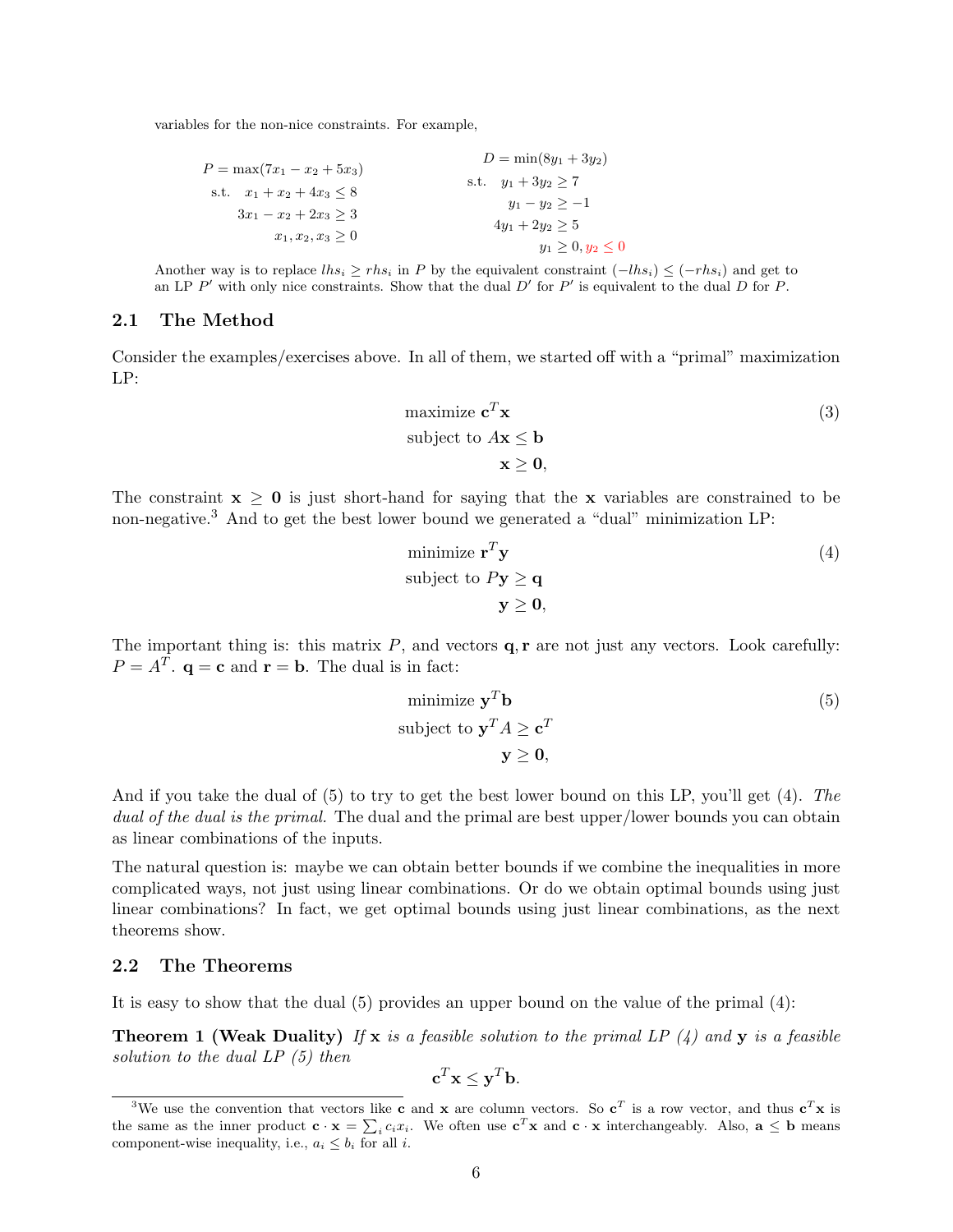variables for the non-nice constraints. For example,

$$
\begin{aligned}
P = \max(7x_1 - x_2 + 5x_3) \\
\text{s.t.} \quad x_1 + x_2 + 4x_3 \le 8 \\
3x_1 - x_2 + 2x_3 \ge 3 \\
x_1, x_2, x_3 \ge 0
\end{aligned}
\qquad
\begin{aligned}
D = \min(8y_1 + 3y_2) \\
\text{s.t.} \quad y_1 + 3y_2 \ge 7 \\
y_1 - y_2 \ge -1 \\
4y_1 + 2y_2 \ge 5 \\
y_1 \ge 0, y_2 \le 0
\end{aligned}
$$

Another way is to replace $lhs_i \ge rhs_i$ in $P$ by the equivalent constraint $(-lhs_i) \le (-rhs_i)$ and get to an LP $P'$ with only nice constraints. Show that the dual $D'$ for $P'$ is equivalent to the dual $D$ for $P$.

## 2.1 The Method

Consider the examples/exercises above. In all of them, we started off with a "primal" maximization LP:

$$
\begin{aligned}
&\text{maximize } \mathbf{c}^T\mathbf{x} \\
&\text{subject to } A\mathbf{x} \le \mathbf{b} \\
&\qquad\qquad \mathbf{x} \ge \mathbf{0},
\end{aligned}
\tag{3}
$$

The constraint $\mathbf{x} \ge \mathbf{0}$ is just short-hand for saying that the $\mathbf{x}$ variables are constrained to be non-negative.[3] And to get the best lower bound we generated a "dual" minimization LP:

$$
\begin{aligned}
&\text{minimize } \mathbf{r}^T\mathbf{y} \\
&\text{subject to } P\mathbf{y} \ge \mathbf{q} \\
&\qquad\qquad \mathbf{y} \ge \mathbf{0},
\end{aligned}
\tag{4}
$$

The important thing is: this matrix $P$, and vectors $\mathbf{q}, \mathbf{r}$ are not just any vectors. Look carefully: $P = A^T$. $\mathbf{q} = \mathbf{c}$ and $\mathbf{r} = \mathbf{b}$. The dual is in fact:

$$
\begin{aligned}
&\text{minimize } \mathbf{y}^T\mathbf{b} \\
&\text{subject to } \mathbf{y}^T A \ge \mathbf{c}^T \\
&\qquad\qquad \mathbf{y} \ge \mathbf{0},
\end{aligned}
\tag{5}
$$

And if you take the dual of (5) to try to get the best lower bound on this LP, you'll get (4). *The dual of the dual is the primal.* The dual and the primal are best upper/lower bounds you can obtain as linear combinations of the inputs.

The natural question is: maybe we can obtain better bounds if we combine the inequalities in more complicated ways, not just using linear combinations. Or do we obtain optimal bounds using just linear combinations? In fact, we get optimal bounds using just linear combinations, as the next theorems show.

## 2.2 The Theorems

It is easy to show that the dual (5) provides an upper bound on the value of the primal (4):

**Theorem 1 (Weak Duality)** *If $\mathbf{x}$ is a feasible solution to the primal LP (4) and $\mathbf{y}$ is a feasible solution to the dual LP (5) then*

$$\mathbf{c}^T\mathbf{x} \le \mathbf{y}^T\mathbf{b}.$$

[3] We use the convention that vectors like $\mathbf{c}$ and $\mathbf{x}$ are column vectors. So $\mathbf{c}^T$ is a row vector, and thus $\mathbf{c}^T\mathbf{x}$ is the same as the inner product $\mathbf{c} \cdot \mathbf{x} = \sum_i c_i x_i$. We often use $\mathbf{c}^T\mathbf{x}$ and $\mathbf{c} \cdot \mathbf{x}$ interchangeably. Also, $\mathbf{a} \le \mathbf{b}$ means component-wise inequality, i.e., $a_i \le b_i$ for all $i$.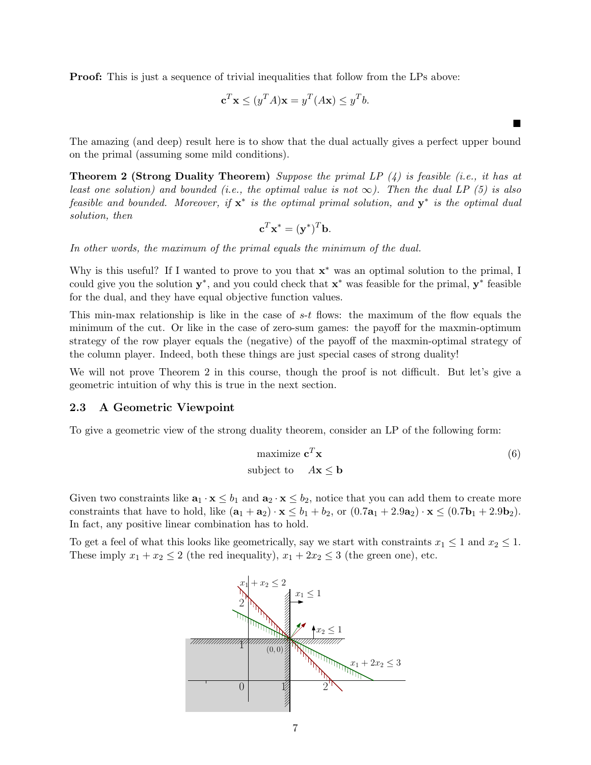**Proof:** This is just a sequence of trivial inequalities that follow from the LPs above:

$$\mathbf{c}^T\mathbf{x} \leq (y^T A)\mathbf{x} = y^T(A\mathbf{x}) \leq y^T b.$$

■

The amazing (and deep) result here is to show that the dual actually gives a perfect upper bound on the primal (assuming some mild conditions).

**Theorem 2 (Strong Duality Theorem)** *Suppose the primal LP (4) is feasible (i.e., it has at least one solution) and bounded (i.e., the optimal value is not $\infty$). Then the dual LP (5) is also feasible and bounded. Moreover, if $\mathbf{x}^*$ is the optimal primal solution, and $\mathbf{y}^*$ is the optimal dual solution, then*

$$\mathbf{c}^T\mathbf{x}^* = (\mathbf{y}^*)^T\mathbf{b}.$$

*In other words, the maximum of the primal equals the minimum of the dual.*

Why is this useful? If I wanted to prove to you that $\mathbf{x}^*$ was an optimal solution to the primal, I could give you the solution $\mathbf{y}^*$, and you could check that $\mathbf{x}^*$ was feasible for the primal, $\mathbf{y}^*$ feasible for the dual, and they have equal objective function values.

This min-max relationship is like in the case of $s$-$t$ flows: the maximum of the flow equals the minimum of the cut. Or like in the case of zero-sum games: the payoff for the maxmin-optimum strategy of the row player equals the (negative) of the payoff of the maxmin-optimal strategy of the column player. Indeed, both these things are just special cases of strong duality!

We will not prove Theorem 2 in this course, though the proof is not difficult. But let's give a geometric intuition of why this is true in the next section.

### 2.3 A Geometric Viewpoint

To give a geometric view of the strong duality theorem, consider an LP of the following form:

$$\begin{aligned} &\text{maximize } \mathbf{c}^T\mathbf{x} \\ &\text{subject to} \quad A\mathbf{x} \leq \mathbf{b} \end{aligned} \tag{6}$$

Given two constraints like $\mathbf{a}_1 \cdot \mathbf{x} \leq b_1$ and $\mathbf{a}_2 \cdot \mathbf{x} \leq b_2$, notice that you can add them to create more constraints that have to hold, like $(\mathbf{a}_1 + \mathbf{a}_2) \cdot \mathbf{x} \leq b_1 + b_2$, or $(0.7\mathbf{a}_1 + 2.9\mathbf{a}_2) \cdot \mathbf{x} \leq (0.7\mathbf{b}_1 + 2.9\mathbf{b}_2)$. In fact, any positive linear combination has to hold.

To get a feel of what this looks like geometrically, say we start with constraints $x_1 \leq 1$ and $x_2 \leq 1$. These imply $x_1 + x_2 \leq 2$ (the red inequality), $x_1 + 2x_2 \leq 3$ (the green one), etc.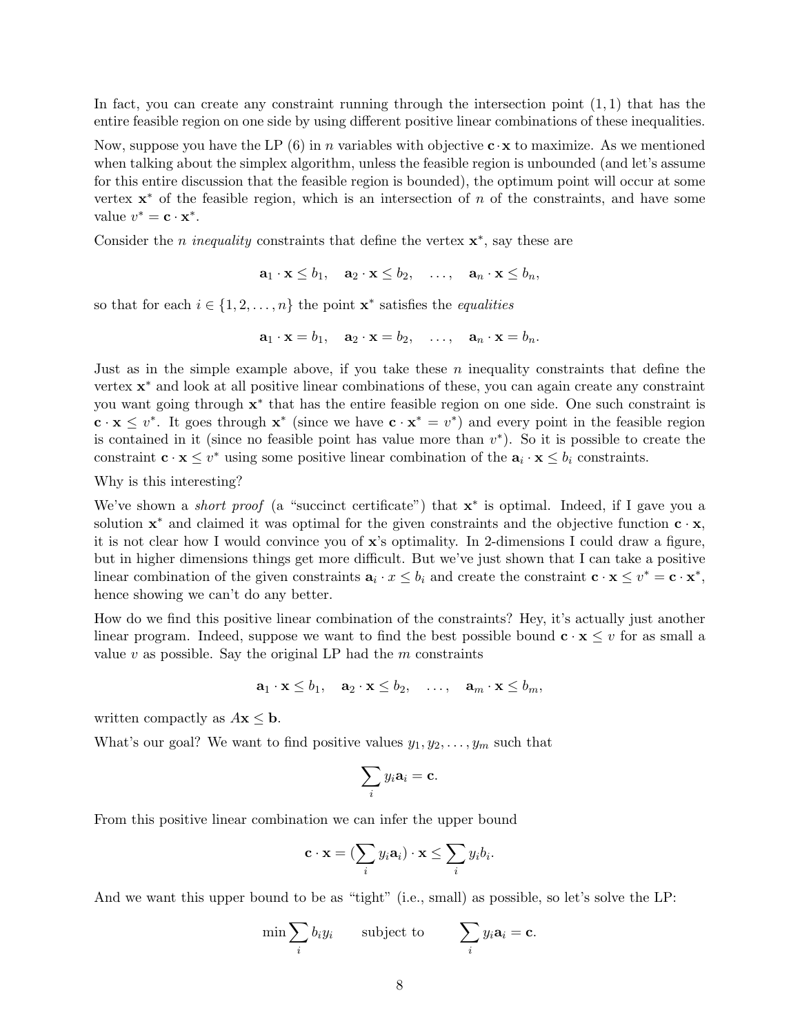In fact, you can create any constraint running through the intersection point $(1, 1)$ that has the entire feasible region on one side by using different positive linear combinations of these inequalities.

Now, suppose you have the LP (6) in $n$ variables with objective $\mathbf{c} \cdot \mathbf{x}$ to maximize. As we mentioned when talking about the simplex algorithm, unless the feasible region is unbounded (and let's assume for this entire discussion that the feasible region is bounded), the optimum point will occur at some vertex $\mathbf{x}^*$ of the feasible region, which is an intersection of $n$ of the constraints, and have some value $v^* = \mathbf{c} \cdot \mathbf{x}^*$.

Consider the $n$ *inequality* constraints that define the vertex $\mathbf{x}^*$, say these are

$$\mathbf{a}_1 \cdot \mathbf{x} \leq b_1, \quad \mathbf{a}_2 \cdot \mathbf{x} \leq b_2, \quad \ldots, \quad \mathbf{a}_n \cdot \mathbf{x} \leq b_n,$$

so that for each $i \in \{1, 2, \ldots, n\}$ the point $\mathbf{x}^*$ satisfies the *equalities*

$$\mathbf{a}_1 \cdot \mathbf{x} = b_1, \quad \mathbf{a}_2 \cdot \mathbf{x} = b_2, \quad \ldots, \quad \mathbf{a}_n \cdot \mathbf{x} = b_n.$$

Just as in the simple example above, if you take these $n$ inequality constraints that define the vertex $\mathbf{x}^*$ and look at all positive linear combinations of these, you can again create any constraint you want going through $\mathbf{x}^*$ that has the entire feasible region on one side. One such constraint is $\mathbf{c} \cdot \mathbf{x} \leq v^*$. It goes through $\mathbf{x}^*$ (since we have $\mathbf{c} \cdot \mathbf{x}^* = v^*$) and every point in the feasible region is contained in it (since no feasible point has value more than $v^*$). So it is possible to create the constraint $\mathbf{c} \cdot \mathbf{x} \leq v^*$ using some positive linear combination of the $\mathbf{a}_i \cdot \mathbf{x} \leq b_i$ constraints.

Why is this interesting?

We've shown a *short proof* (a "succinct certificate") that $\mathbf{x}^*$ is optimal. Indeed, if I gave you a solution $\mathbf{x}^*$ and claimed it was optimal for the given constraints and the objective function $\mathbf{c} \cdot \mathbf{x}$, it is not clear how I would convince you of $\mathbf{x}$'s optimality. In 2-dimensions I could draw a figure, but in higher dimensions things get more difficult. But we've just shown that I can take a positive linear combination of the given constraints $\mathbf{a}_i \cdot x \leq b_i$ and create the constraint $\mathbf{c} \cdot \mathbf{x} \leq v^* = \mathbf{c} \cdot \mathbf{x}^*$, hence showing we can't do any better.

How do we find this positive linear combination of the constraints? Hey, it's actually just another linear program. Indeed, suppose we want to find the best possible bound $\mathbf{c} \cdot \mathbf{x} \leq v$ for as small a value $v$ as possible. Say the original LP had the $m$ constraints

$$\mathbf{a}_1 \cdot \mathbf{x} \leq b_1, \quad \mathbf{a}_2 \cdot \mathbf{x} \leq b_2, \quad \ldots, \quad \mathbf{a}_m \cdot \mathbf{x} \leq b_m,$$

written compactly as $A\mathbf{x} \leq \mathbf{b}$.

What's our goal? We want to find positive values $y_1, y_2, \ldots, y_m$ such that

$$\sum_i y_i \mathbf{a}_i = \mathbf{c}.$$

From this positive linear combination we can infer the upper bound

$$\mathbf{c} \cdot \mathbf{x} = (\sum_i y_i \mathbf{a}_i) \cdot \mathbf{x} \leq \sum_i y_i b_i.$$

And we want this upper bound to be as "tight" (i.e., small) as possible, so let's solve the LP:

$$\min \sum_i b_i y_i \qquad \text{subject to} \qquad \sum_i y_i \mathbf{a}_i = \mathbf{c}.$$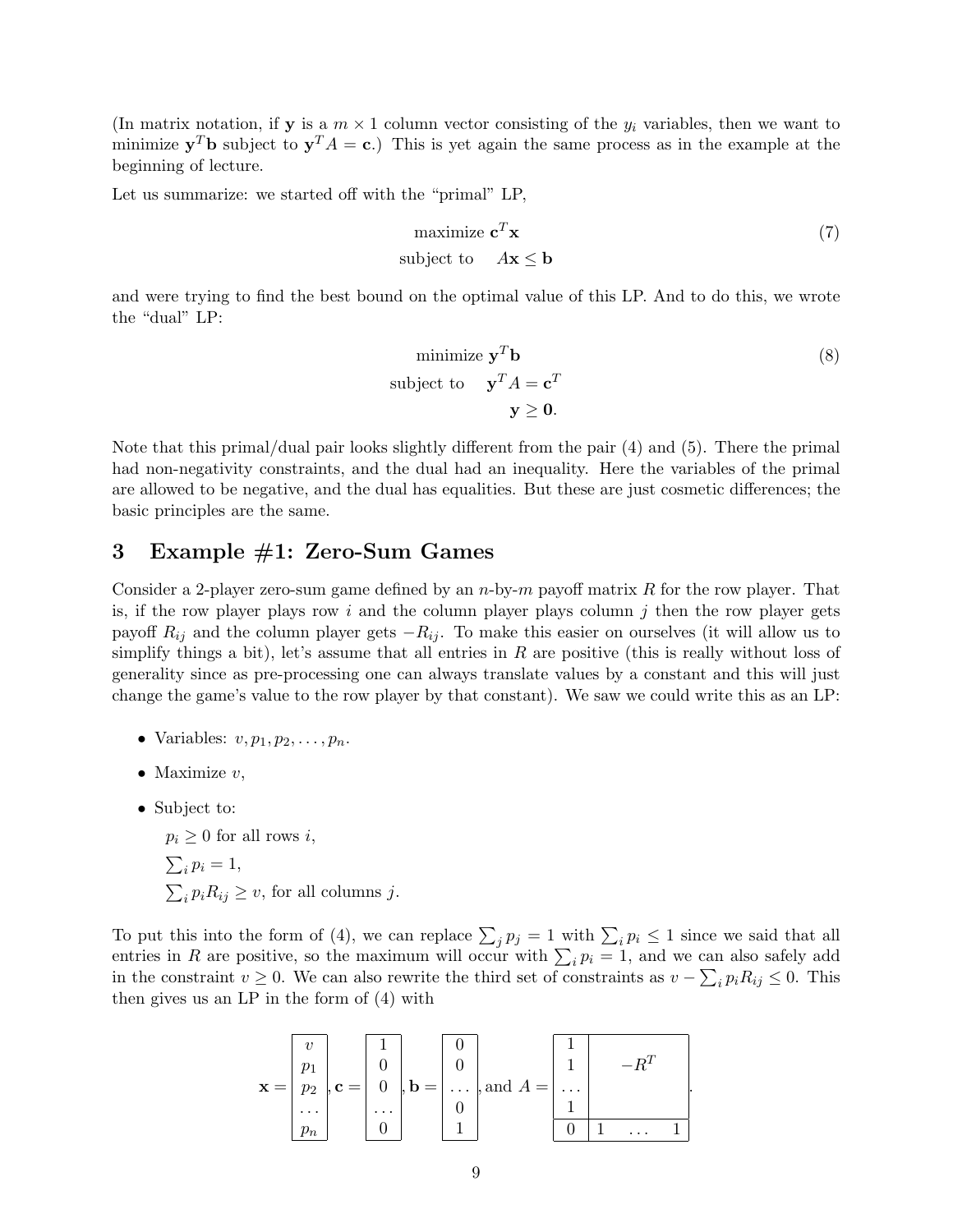(In matrix notation, if $\mathbf{y}$ is a $m \times 1$ column vector consisting of the $y_i$ variables, then we want to minimize $\mathbf{y}^T\mathbf{b}$ subject to $\mathbf{y}^T A = \mathbf{c}$.) This is yet again the same process as in the example at the beginning of lecture.

Let us summarize: we started off with the "primal" LP,

$$\begin{aligned} &\text{maximize } \mathbf{c}^T\mathbf{x} \\ &\text{subject to} \quad A\mathbf{x} \leq \mathbf{b} \end{aligned} \tag{7}$$

and were trying to find the best bound on the optimal value of this LP. And to do this, we wrote the "dual" LP:

$$\begin{aligned} &\text{minimize } \mathbf{y}^T\mathbf{b} \\ &\text{subject to} \quad \mathbf{y}^T A = \mathbf{c}^T \\ &\qquad\qquad\quad \mathbf{y} \geq \mathbf{0}. \end{aligned} \tag{8}$$

Note that this primal/dual pair looks slightly different from the pair (4) and (5). There the primal had non-negativity constraints, and the dual had an inequality. Here the variables of the primal are allowed to be negative, and the dual has equalities. But these are just cosmetic differences; the basic principles are the same.

## 3 Example #1: Zero-Sum Games

Consider a 2-player zero-sum game defined by an $n$-by-$m$ payoff matrix $R$ for the row player. That is, if the row player plays row $i$ and the column player plays column $j$ then the row player gets payoff $R_{ij}$ and the column player gets $-R_{ij}$. To make this easier on ourselves (it will allow us to simplify things a bit), let's assume that all entries in $R$ are positive (this is really without loss of generality since as pre-processing one can always translate values by a constant and this will just change the game's value to the row player by that constant). We saw we could write this as an LP:

- Variables: $v, p_1, p_2, \ldots, p_n$.
- Maximize $v$,
- Subject to:

  $p_i \geq 0$ for all rows $i$,

  $\sum_i p_i = 1$,

  $\sum_i p_i R_{ij} \geq v$, for all columns $j$.

To put this into the form of (4), we can replace $\sum_j p_j = 1$ with $\sum_i p_i \leq 1$ since we said that all entries in $R$ are positive, so the maximum will occur with $\sum_i p_i = 1$, and we can also safely add in the constraint $v \geq 0$. We can also rewrite the third set of constraints as $v - \sum_i p_i R_{ij} \leq 0$. This then gives us an LP in the form of (4) with

$$\mathbf{x} = \begin{bmatrix} v \\ p_1 \\ p_2 \\ \cdots \\ p_n \end{bmatrix}, \mathbf{c} = \begin{bmatrix} 1 \\ 0 \\ 0 \\ \cdots \\ 0 \end{bmatrix}, \mathbf{b} = \begin{bmatrix} 0 \\ 0 \\ \cdots \\ 0 \\ 1 \end{bmatrix}, \text{and } A = \left[\begin{array}{c|c} 1 & \\ 1 & -R^T \\ \cdots & \\ 1 & \\ \hline 0 & 1 \quad \cdots \quad 1 \end{array}\right].$$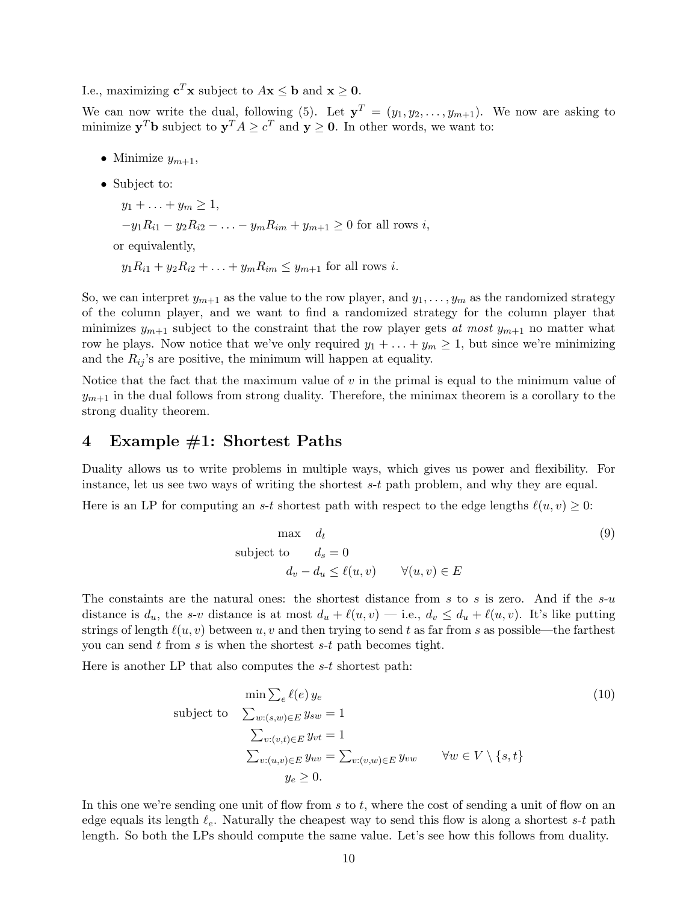I.e., maximizing $\mathbf{c}^T\mathbf{x}$ subject to $A\mathbf{x} \leq \mathbf{b}$ and $\mathbf{x} \geq \mathbf{0}$.

We can now write the dual, following (5). Let $\mathbf{y}^T = (y_1, y_2, \ldots, y_{m+1})$. We now are asking to minimize $\mathbf{y}^T\mathbf{b}$ subject to $\mathbf{y}^T A \geq c^T$ and $\mathbf{y} \geq \mathbf{0}$. In other words, we want to:

- Minimize $y_{m+1}$,
- Subject to:

  $y_1 + \ldots + y_m \geq 1$,

  $-y_1 R_{i1} - y_2 R_{i2} - \ldots - y_m R_{im} + y_{m+1} \geq 0$ for all rows $i$,

  or equivalently,

  $y_1 R_{i1} + y_2 R_{i2} + \ldots + y_m R_{im} \leq y_{m+1}$ for all rows $i$.

So, we can interpret $y_{m+1}$ as the value to the row player, and $y_1, \ldots, y_m$ as the randomized strategy of the column player, and we want to find a randomized strategy for the column player that minimizes $y_{m+1}$ subject to the constraint that the row player gets *at most* $y_{m+1}$ no matter what row he plays. Now notice that we've only required $y_1 + \ldots + y_m \geq 1$, but since we're minimizing and the $R_{ij}$'s are positive, the minimum will happen at equality.

Notice that the fact that the maximum value of $v$ in the primal is equal to the minimum value of $y_{m+1}$ in the dual follows from strong duality. Therefore, the minimax theorem is a corollary to the strong duality theorem.

# 4 Example #1: Shortest Paths

Duality allows us to write problems in multiple ways, which gives us power and flexibility. For instance, let us see two ways of writing the shortest $s$-$t$ path problem, and why they are equal.

Here is an LP for computing an $s$-$t$ shortest path with respect to the edge lengths $\ell(u, v) \geq 0$:

$$
\begin{aligned}
\max \quad & d_t \\
\text{subject to} \quad & d_s = 0 \\
& d_v - d_u \leq \ell(u, v) \qquad \forall (u, v) \in E
\end{aligned}
\tag{9}
$$

The constaints are the natural ones: the shortest distance from $s$ to $s$ is zero. And if the $s$-$u$ distance is $d_u$, the $s$-$v$ distance is at most $d_u + \ell(u, v)$ — i.e., $d_v \leq d_u + \ell(u, v)$. It's like putting strings of length $\ell(u, v)$ between $u, v$ and then trying to send $t$ as far from $s$ as possible—the farthest you can send $t$ from $s$ is when the shortest $s$-$t$ path becomes tight.

Here is another LP that also computes the $s$-$t$ shortest path:

$$
\begin{aligned}
& \min \textstyle\sum_e \ell(e)\, y_e \\
\text{subject to} \quad & \textstyle\sum_{w:(s,w) \in E} y_{sw} = 1 \\
& \textstyle\sum_{v:(v,t) \in E} y_{vt} = 1 \\
& \textstyle\sum_{v:(u,v) \in E} y_{uv} = \sum_{v:(v,w) \in E} y_{vw} \qquad \forall w \in V \setminus \{s, t\} \\
& y_e \geq 0.
\end{aligned}
\tag{10}
$$

In this one we're sending one unit of flow from $s$ to $t$, where the cost of sending a unit of flow on an edge equals its length $\ell_e$. Naturally the cheapest way to send this flow is along a shortest $s$-$t$ path length. So both the LPs should compute the same value. Let's see how this follows from duality.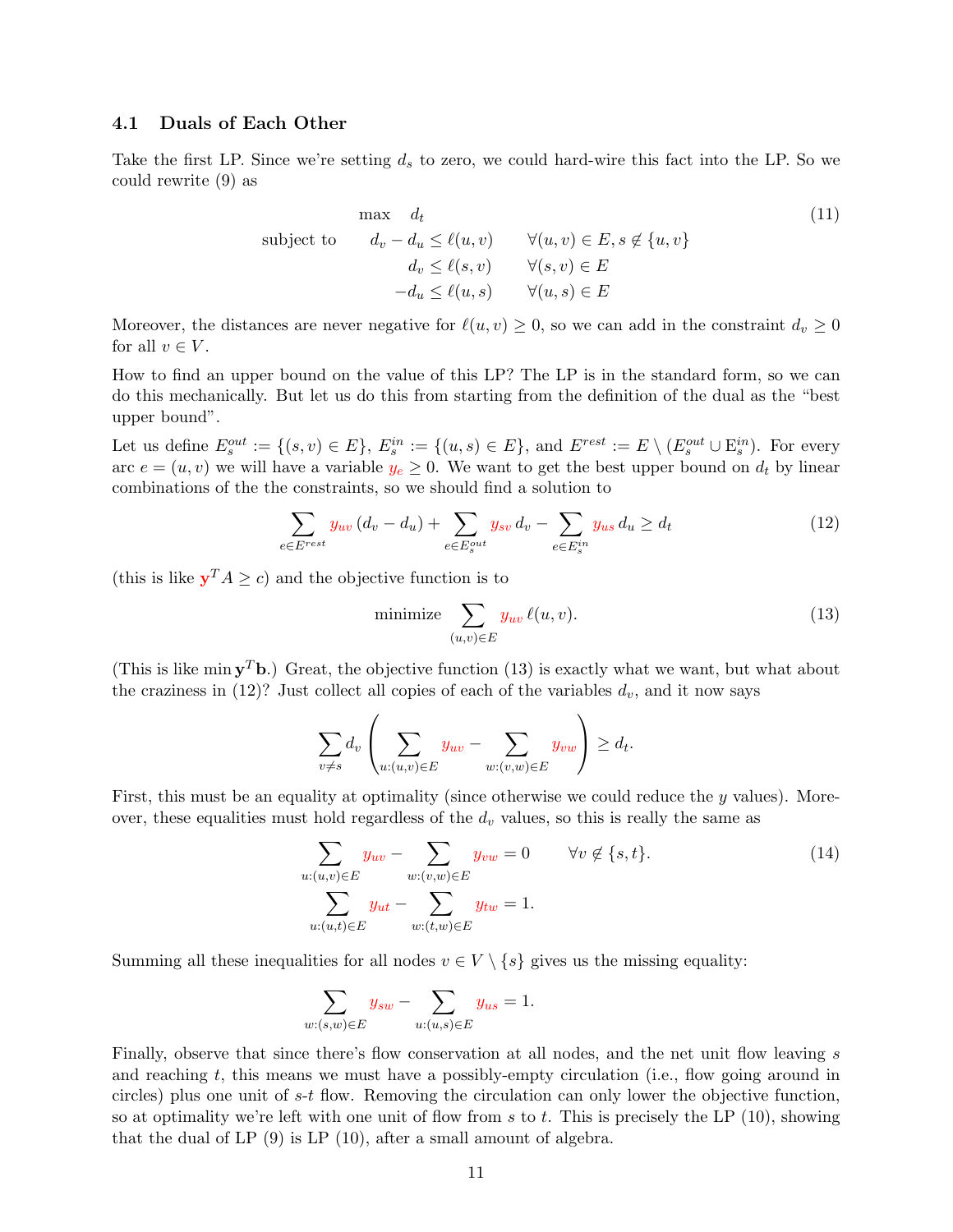### 4.1 Duals of Each Other

Take the first LP. Since we're setting $d_s$ to zero, we could hard-wire this fact into the LP. So we could rewrite (9) as

$$
\begin{aligned}
\max \quad & d_t && && (11)\\
\text{subject to} \quad & d_v - d_u \leq \ell(u,v) && \forall (u,v) \in E, s \notin \{u,v\}\\
& d_v \leq \ell(s,v) && \forall (s,v) \in E\\
& -d_u \leq \ell(u,s) && \forall (u,s) \in E
\end{aligned}
$$

Moreover, the distances are never negative for $\ell(u,v) \geq 0$, so we can add in the constraint $d_v \geq 0$ for all $v \in V$.

How to find an upper bound on the value of this LP? The LP is in the standard form, so we can do this mechanically. But let us do this from starting from the definition of the dual as the "best upper bound".

Let us define $E_s^{out} := \{(s,v) \in E\}$, $E_s^{in} := \{(u,s) \in E\}$, and $E^{rest} := E \setminus (E_s^{out} \cup \mathrm{E}_s^{in})$. For every arc $e = (u,v)$ we will have a variable $y_e \geq 0$. We want to get the best upper bound on $d_t$ by linear combinations of the the constraints, so we should find a solution to

$$
\sum_{e \in E^{rest}} y_{uv} \, (d_v - d_u) + \sum_{e \in E_s^{out}} y_{sv} \, d_v - \sum_{e \in E_s^{in}} y_{us} \, d_u \geq d_t \tag{12}
$$

(this is like $\mathbf{y}^T A \geq c$) and the objective function is to

$$
\text{minimize} \sum_{(u,v) \in E} y_{uv} \, \ell(u,v). \tag{13}
$$

(This is like $\min \mathbf{y}^T \mathbf{b}$.) Great, the objective function (13) is exactly what we want, but what about the craziness in (12)? Just collect all copies of each of the variables $d_v$, and it now says

$$
\sum_{v \neq s} d_v \left( \sum_{u:(u,v) \in E} y_{uv} - \sum_{w:(v,w) \in E} y_{vw} \right) \geq d_t.
$$

First, this must be an equality at optimality (since otherwise we could reduce the $y$ values). Moreover, these equalities must hold regardless of the $d_v$ values, so this is really the same as

$$
\begin{aligned}
\sum_{u:(u,v) \in E} y_{uv} - \sum_{w:(v,w) \in E} y_{vw} &= 0 \qquad \forall v \notin \{s,t\}. && (14)\\
\sum_{u:(u,t) \in E} y_{ut} - \sum_{w:(t,w) \in E} y_{tw} &= 1.
\end{aligned}
$$

Summing all these inequalities for all nodes $v \in V \setminus \{s\}$ gives us the missing equality:

$$
\sum_{w:(s,w) \in E} y_{sw} - \sum_{u:(u,s) \in E} y_{us} = 1.
$$

Finally, observe that since there's flow conservation at all nodes, and the net unit flow leaving $s$ and reaching $t$, this means we must have a possibly-empty circulation (i.e., flow going around in circles) plus one unit of $s$-$t$ flow. Removing the circulation can only lower the objective function, so at optimality we're left with one unit of flow from $s$ to $t$. This is precisely the LP (10), showing that the dual of LP (9) is LP (10), after a small amount of algebra.